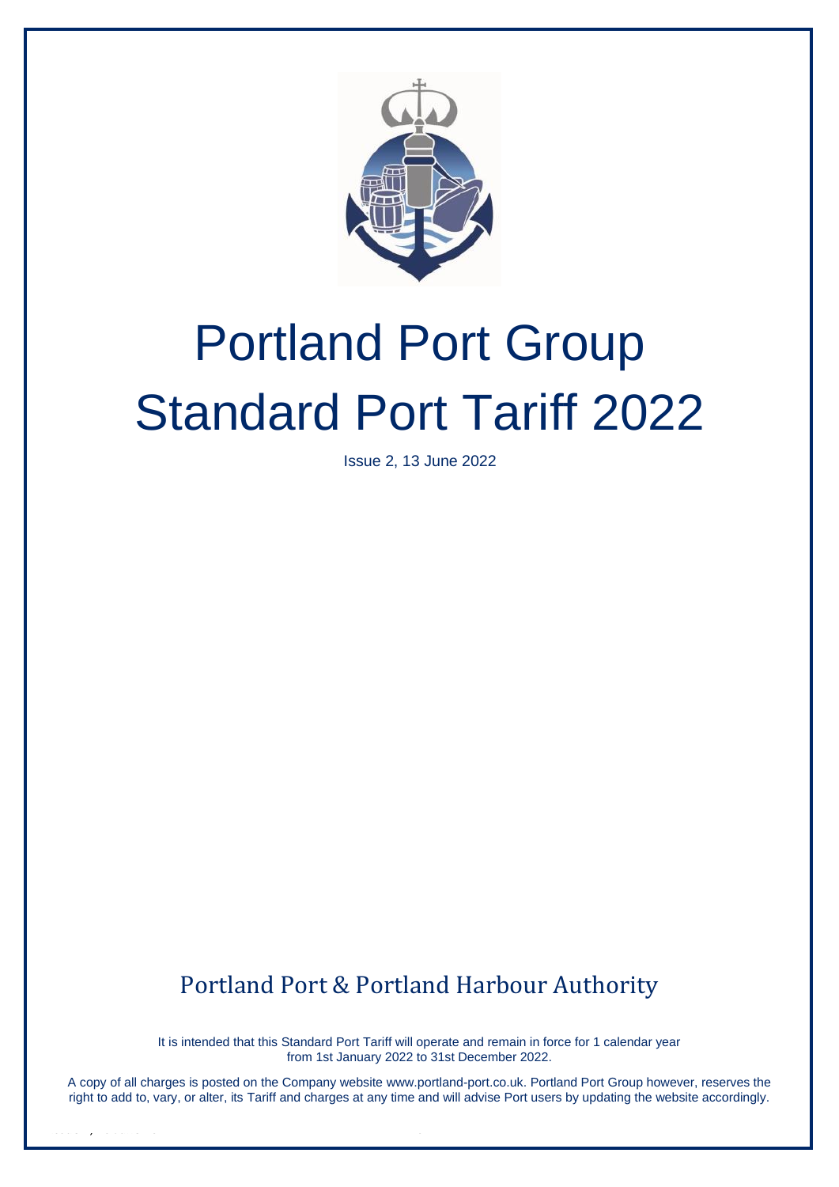# Portland Port Group Standard Port Tariff 2022

Issue 2, 13 June 2022

## Portland Port & Portland Harbour Authority

It is intended that this Standard Port Tariff will operate and remain in force for 1 calendar year from 1st January 2022 to 31st December 2022.

A copy of all charges is posted on the Company website www.portland-port.co.uk. Portland Port Group however, reserves the right to add to, vary, or alter, its Tariff and charges at any time and will advise Port users by updating the website accordingly.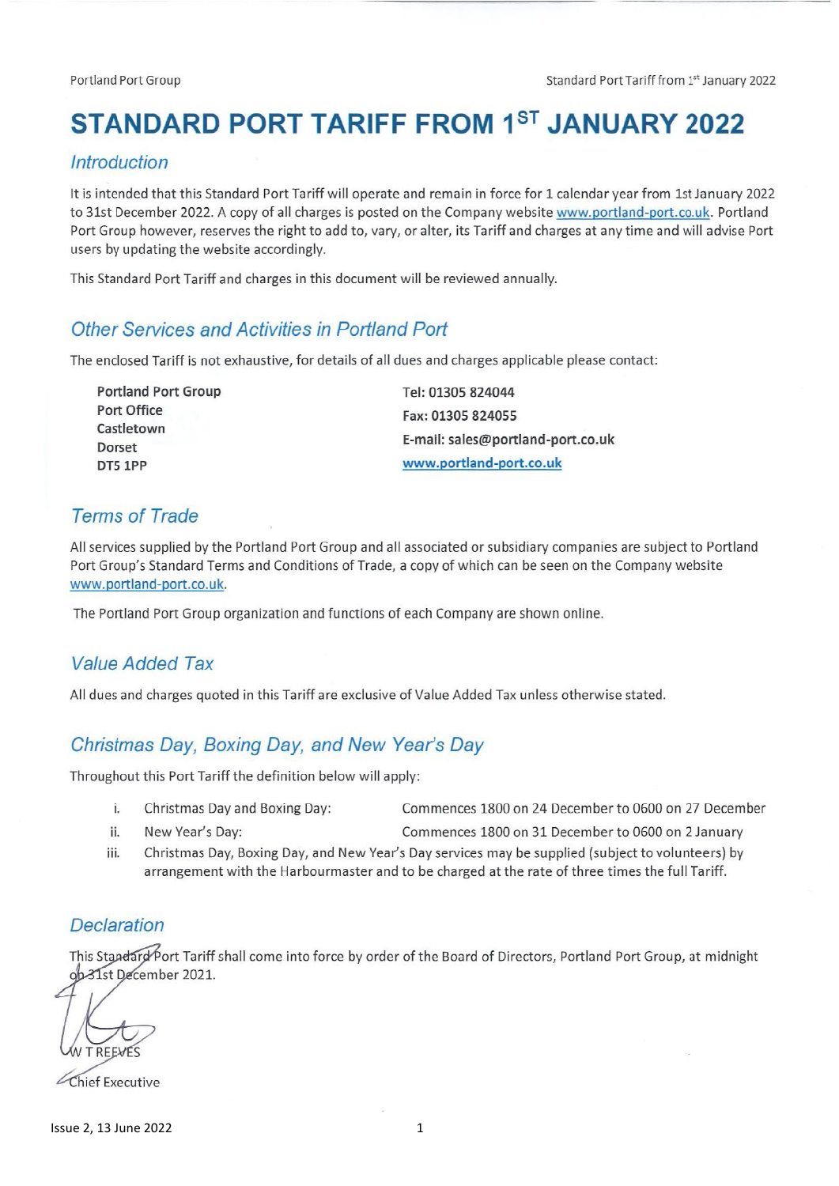# STANDARD PORT TARIFF FROM 1ST JANUARY 2022

## *Introduction*

It is intended that this Standard Port Tariff will operate and remain in force for 1 calendar year from 1st January 2022 to 31st December 2022. A copy of all charges is posted on the Company website www.portland-port.co.uk. Portland Port Group however, reserves the right to add to, vary, or alter, its Tariff and charges at any time and will advise Port users by updating the website accordingly.

This Standard Port Tariff and charges in this document will be reviewed annually.

## *Other Services and Activities in Portland Port*

The enclosed Tariff is not exhaustive, for details of all dues and charges applicable please contact:

**Portland Port Group**
**Port Office**
**Castletown**
**Dorset**
**DT5 1PP**

**Tel: 01305 824044**
**Fax: 01305 824055**
**E-mail: sales@portland-port.co.uk**
**www.portland-port.co.uk**

## *Terms of Trade*

All services supplied by the Portland Port Group and all associated or subsidiary companies are subject to Portland Port Group's Standard Terms and Conditions of Trade, a copy of which can be seen on the Company website www.portland-port.co.uk.

The Portland Port Group organization and functions of each Company are shown online.

## *Value Added Tax*

All dues and charges quoted in this Tariff are exclusive of Value Added Tax unless otherwise stated.

## *Christmas Day, Boxing Day, and New Year's Day*

Throughout this Port Tariff the definition below will apply:

i. Christmas Day and Boxing Day: Commences 1800 on 24 December to 0600 on 27 December
ii. New Year's Day: Commences 1800 on 31 December to 0600 on 2 January
iii. Christmas Day, Boxing Day, and New Year's Day services may be supplied (subject to volunteers) by arrangement with the Harbourmaster and to be charged at the rate of three times the full Tariff.

## *Declaration*

This Standard Port Tariff shall come into force by order of the Board of Directors, Portland Port Group, at midnight on 31st December 2021.

W T REEVES
Chief Executive

Issue 2, 13 June 2022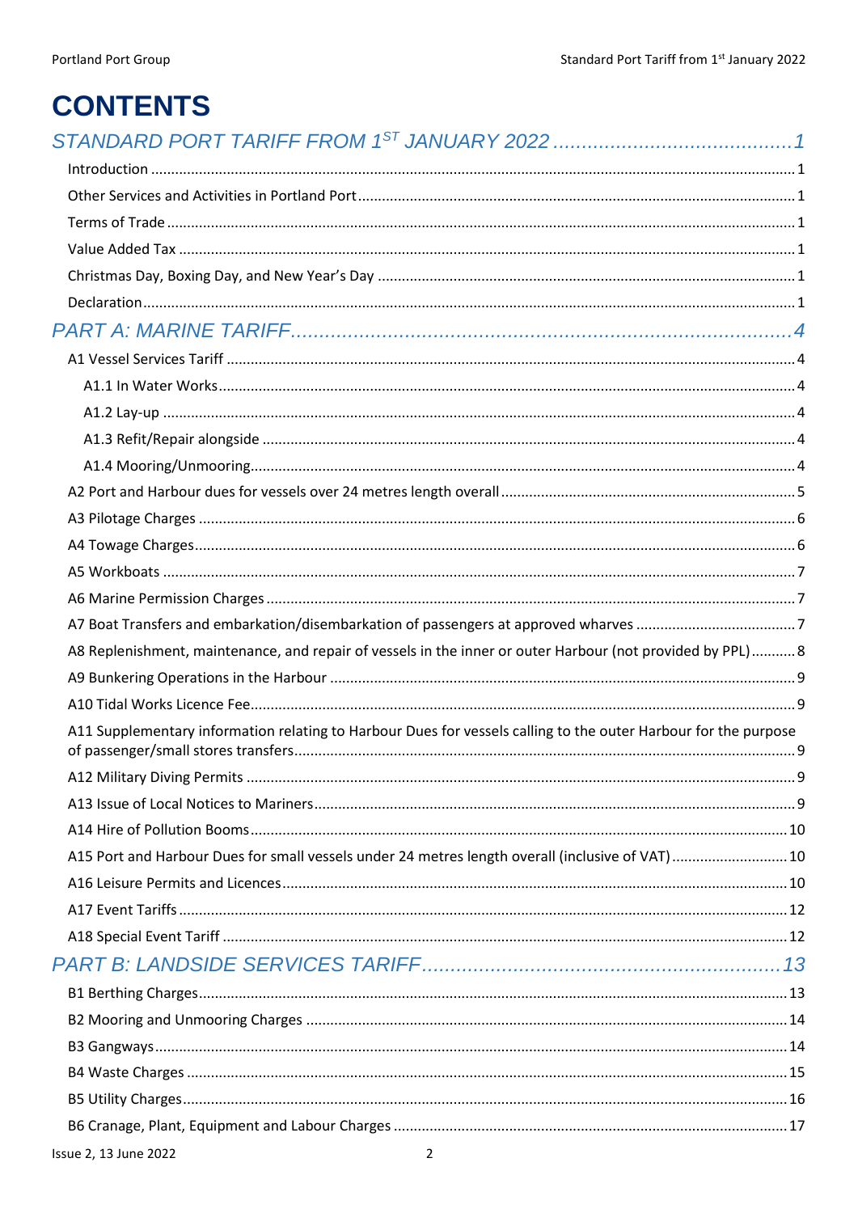# CONTENTS

STANDARD PORT TARIFF FROM 1ST JANUARY 2022 .......................................... 1

- Introduction ............................................................ 1
- Other Services and Activities in Portland Port ............................................................ 1
- Terms of Trade ............................................................ 1
- Value Added Tax ............................................................ 1
- Christmas Day, Boxing Day, and New Year's Day ............................................................ 1
- Declaration ............................................................ 1

PART A: MARINE TARIFF ............................................................ 4

- A1 Vessel Services Tariff ............................................................ 4
  - A1.1 In Water Works ............................................................ 4
  - A1.2 Lay-up ............................................................ 4
  - A1.3 Refit/Repair alongside ............................................................ 4
  - A1.4 Mooring/Unmooring ............................................................ 4
- A2 Port and Harbour dues for vessels over 24 metres length overall ............................................................ 5
- A3 Pilotage Charges ............................................................ 6
- A4 Towage Charges ............................................................ 6
- A5 Workboats ............................................................ 7
- A6 Marine Permission Charges ............................................................ 7
- A7 Boat Transfers and embarkation/disembarkation of passengers at approved wharves ............................................................ 7
- A8 Replenishment, maintenance, and repair of vessels in the inner or outer Harbour (not provided by PPL) ........... 8
- A9 Bunkering Operations in the Harbour ............................................................ 9
- A10 Tidal Works Licence Fee ............................................................ 9
- A11 Supplementary information relating to Harbour Dues for vessels calling to the outer Harbour for the purpose of passenger/small stores transfers ............................................................ 9
- A12 Military Diving Permits ............................................................ 9
- A13 Issue of Local Notices to Mariners ............................................................ 9
- A14 Hire of Pollution Booms ............................................................ 10
- A15 Port and Harbour Dues for small vessels under 24 metres length overall (inclusive of VAT) ............................................................ 10
- A16 Leisure Permits and Licences ............................................................ 10
- A17 Event Tariffs ............................................................ 12
- A18 Special Event Tariff ............................................................ 12

PART B: LANDSIDE SERVICES TARIFF ............................................................ 13

- B1 Berthing Charges ............................................................ 13
- B2 Mooring and Unmooring Charges ............................................................ 14
- B3 Gangways ............................................................ 14
- B4 Waste Charges ............................................................ 15
- B5 Utility Charges ............................................................ 16
- B6 Cranage, Plant, Equipment and Labour Charges ............................................................ 17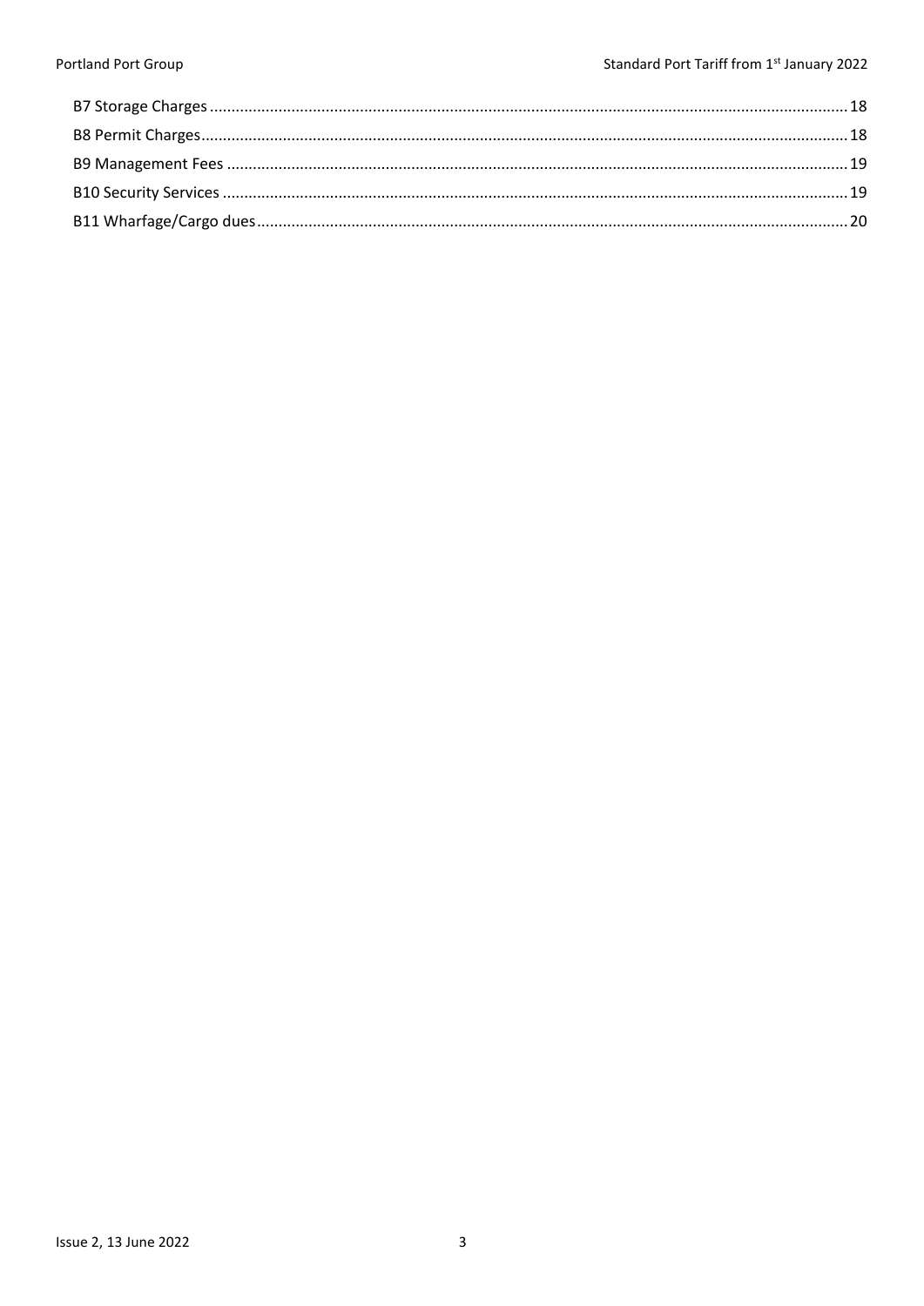B7 Storage Charges ... 18

B8 Permit Charges ... 18

B9 Management Fees ... 19

B10 Security Services ... 19

B11 Wharfage/Cargo dues ... 20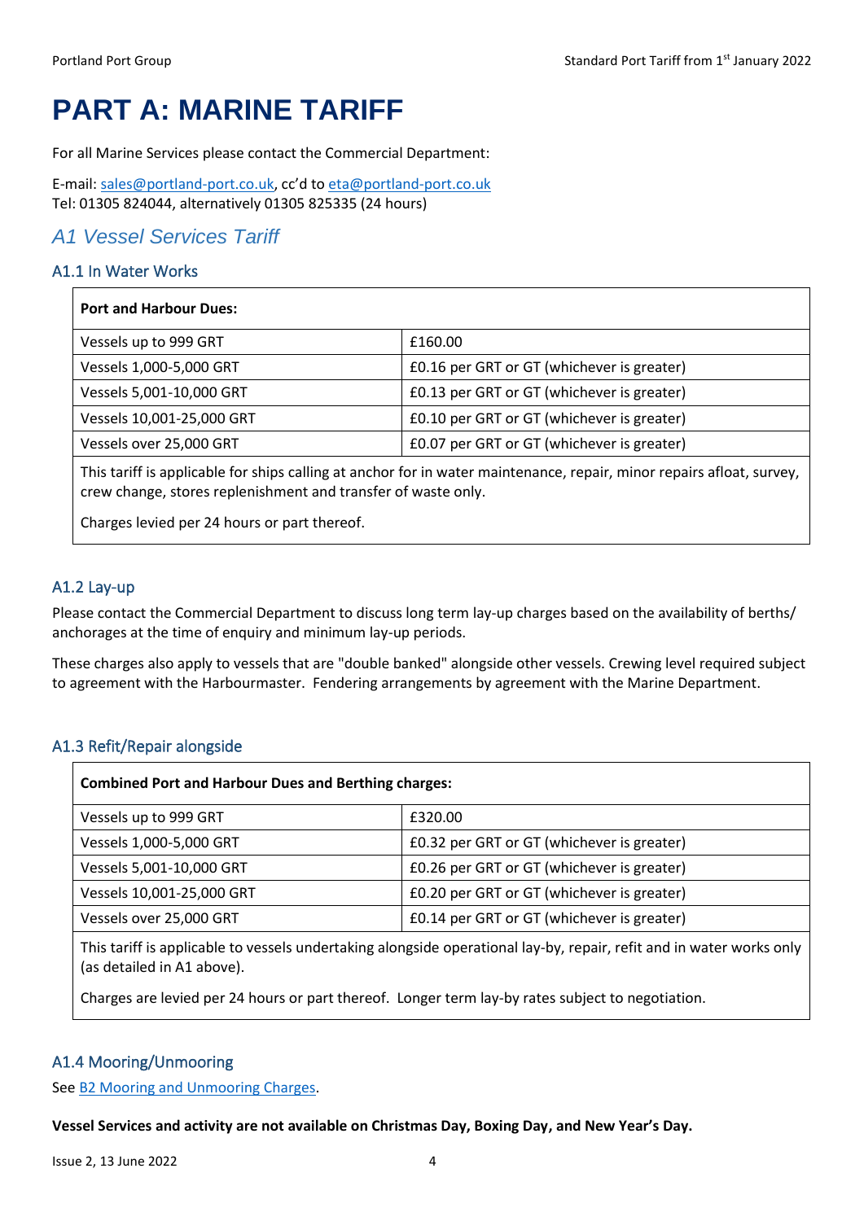# PART A: MARINE TARIFF

For all Marine Services please contact the Commercial Department:

E-mail: sales@portland-port.co.uk, cc'd to eta@portland-port.co.uk
Tel: 01305 824044, alternatively 01305 825335 (24 hours)

## A1 Vessel Services Tariff

### A1.1 In Water Works

| **Port and Harbour Dues:** | |
|---|---|
| Vessels up to 999 GRT | £160.00 |
| Vessels 1,000-5,000 GRT | £0.16 per GRT or GT (whichever is greater) |
| Vessels 5,001-10,000 GRT | £0.13 per GRT or GT (whichever is greater) |
| Vessels 10,001-25,000 GRT | £0.10 per GRT or GT (whichever is greater) |
| Vessels over 25,000 GRT | £0.07 per GRT or GT (whichever is greater) |

This tariff is applicable for ships calling at anchor for in water maintenance, repair, minor repairs afloat, survey, crew change, stores replenishment and transfer of waste only.

Charges levied per 24 hours or part thereof.

### A1.2 Lay-up

Please contact the Commercial Department to discuss long term lay-up charges based on the availability of berths/ anchorages at the time of enquiry and minimum lay-up periods.

These charges also apply to vessels that are "double banked" alongside other vessels. Crewing level required subject to agreement with the Harbourmaster. Fendering arrangements by agreement with the Marine Department.

### A1.3 Refit/Repair alongside

| **Combined Port and Harbour Dues and Berthing charges:** | |
|---|---|
| Vessels up to 999 GRT | £320.00 |
| Vessels 1,000-5,000 GRT | £0.32 per GRT or GT (whichever is greater) |
| Vessels 5,001-10,000 GRT | £0.26 per GRT or GT (whichever is greater) |
| Vessels 10,001-25,000 GRT | £0.20 per GRT or GT (whichever is greater) |
| Vessels over 25,000 GRT | £0.14 per GRT or GT (whichever is greater) |

This tariff is applicable to vessels undertaking alongside operational lay-by, repair, refit and in water works only (as detailed in A1 above).

Charges are levied per 24 hours or part thereof. Longer term lay-by rates subject to negotiation.

### A1.4 Mooring/Unmooring

See B2 Mooring and Unmooring Charges.

**Vessel Services and activity are not available on Christmas Day, Boxing Day, and New Year's Day.**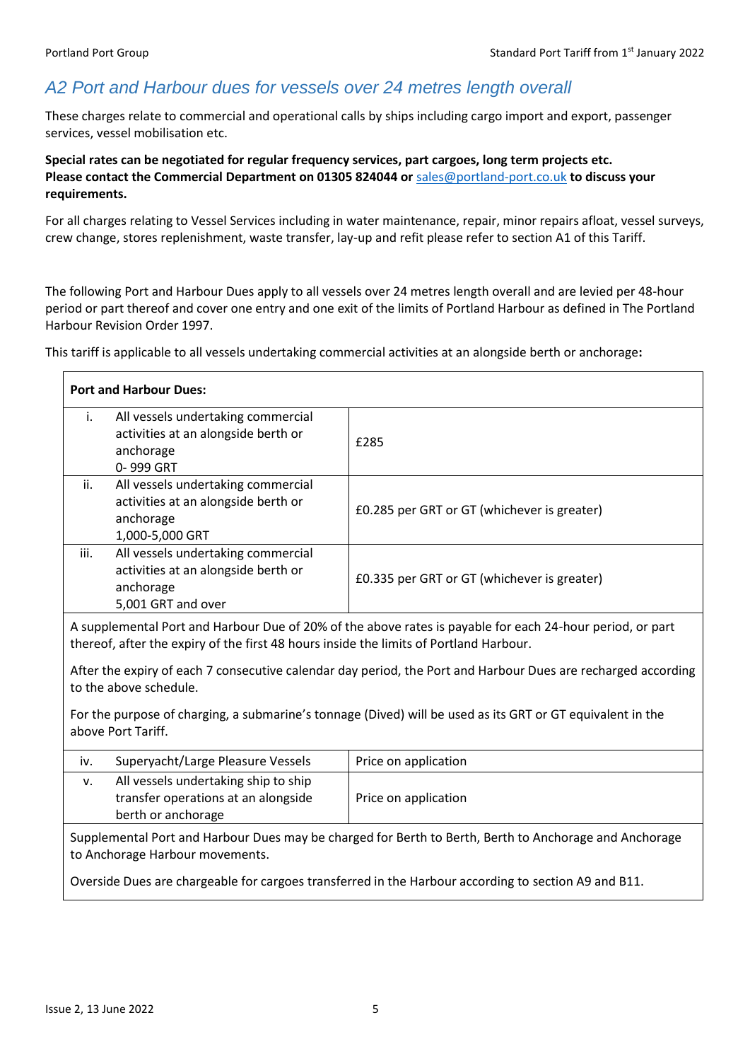## A2 Port and Harbour dues for vessels over 24 metres length overall

These charges relate to commercial and operational calls by ships including cargo import and export, passenger services, vessel mobilisation etc.

**Special rates can be negotiated for regular frequency services, part cargoes, long term projects etc. Please contact the Commercial Department on 01305 824044 or [sales@portland-port.co.uk](mailto:sales@portland-port.co.uk) to discuss your requirements.**

For all charges relating to Vessel Services including in water maintenance, repair, minor repairs afloat, vessel surveys, crew change, stores replenishment, waste transfer, lay-up and refit please refer to section A1 of this Tariff.

The following Port and Harbour Dues apply to all vessels over 24 metres length overall and are levied per 48-hour period or part thereof and cover one entry and one exit of the limits of Portland Harbour as defined in The Portland Harbour Revision Order 1997.

This tariff is applicable to all vessels undertaking commercial activities at an alongside berth or anchorage**:**

| **Port and Harbour Dues:** | | |
|---|---|---|
| i. | All vessels undertaking commercial activities at an alongside berth or anchorage 0- 999 GRT | £285 |
| ii. | All vessels undertaking commercial activities at an alongside berth or anchorage 1,000-5,000 GRT | £0.285 per GRT or GT (whichever is greater) |
| iii. | All vessels undertaking commercial activities at an alongside berth or anchorage 5,001 GRT and over | £0.335 per GRT or GT (whichever is greater) |

A supplemental Port and Harbour Due of 20% of the above rates is payable for each 24-hour period, or part thereof, after the expiry of the first 48 hours inside the limits of Portland Harbour.

After the expiry of each 7 consecutive calendar day period, the Port and Harbour Dues are recharged according to the above schedule.

For the purpose of charging, a submarine's tonnage (Dived) will be used as its GRT or GT equivalent in the above Port Tariff.

| | | |
|---|---|---|
| iv. | Superyacht/Large Pleasure Vessels | Price on application |
| v. | All vessels undertaking ship to ship transfer operations at an alongside berth or anchorage | Price on application |

Supplemental Port and Harbour Dues may be charged for Berth to Berth, Berth to Anchorage and Anchorage to Anchorage Harbour movements.

Overside Dues are chargeable for cargoes transferred in the Harbour according to section A9 and B11.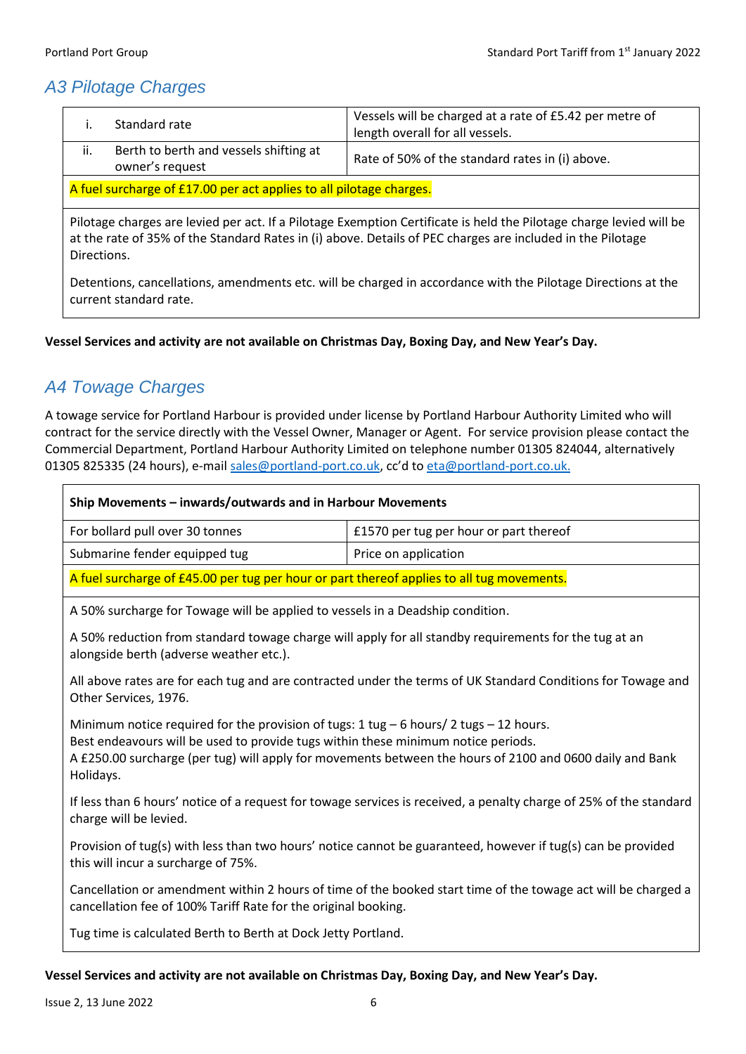## A3 Pilotage Charges

| | | |
|---|---|---|
| i. | Standard rate | Vessels will be charged at a rate of £5.42 per metre of length overall for all vessels. |
| ii. | Berth to berth and vessels shifting at owner's request | Rate of 50% of the standard rates in (i) above. |
| A fuel surcharge of £17.00 per act applies to all pilotage charges. | | |
| Pilotage charges are levied per act. If a Pilotage Exemption Certificate is held the Pilotage charge levied will be at the rate of 35% of the Standard Rates in (i) above. Details of PEC charges are included in the Pilotage Directions.<br><br>Detentions, cancellations, amendments etc. will be charged in accordance with the Pilotage Directions at the current standard rate. | | |

**Vessel Services and activity are not available on Christmas Day, Boxing Day, and New Year's Day.**

## A4 Towage Charges

A towage service for Portland Harbour is provided under license by Portland Harbour Authority Limited who will contract for the service directly with the Vessel Owner, Manager or Agent. For service provision please contact the Commercial Department, Portland Harbour Authority Limited on telephone number 01305 824044, alternatively 01305 825335 (24 hours), e-mail sales@portland-port.co.uk, cc'd to eta@portland-port.co.uk.

| **Ship Movements – inwards/outwards and in Harbour Movements** | |
|---|---|
| For bollard pull over 30 tonnes | £1570 per tug per hour or part thereof |
| Submarine fender equipped tug | Price on application |
| A fuel surcharge of £45.00 per tug per hour or part thereof applies to all tug movements. | |
| A 50% surcharge for Towage will be applied to vessels in a Deadship condition.<br><br>A 50% reduction from standard towage charge will apply for all standby requirements for the tug at an alongside berth (adverse weather etc.).<br><br>All above rates are for each tug and are contracted under the terms of UK Standard Conditions for Towage and Other Services, 1976.<br><br>Minimum notice required for the provision of tugs: 1 tug – 6 hours/ 2 tugs – 12 hours.<br>Best endeavours will be used to provide tugs within these minimum notice periods.<br>A £250.00 surcharge (per tug) will apply for movements between the hours of 2100 and 0600 daily and Bank Holidays.<br><br>If less than 6 hours' notice of a request for towage services is received, a penalty charge of 25% of the standard charge will be levied.<br><br>Provision of tug(s) with less than two hours' notice cannot be guaranteed, however if tug(s) can be provided this will incur a surcharge of 75%.<br><br>Cancellation or amendment within 2 hours of time of the booked start time of the towage act will be charged a cancellation fee of 100% Tariff Rate for the original booking.<br><br>Tug time is calculated Berth to Berth at Dock Jetty Portland. | |

**Vessel Services and activity are not available on Christmas Day, Boxing Day, and New Year's Day.**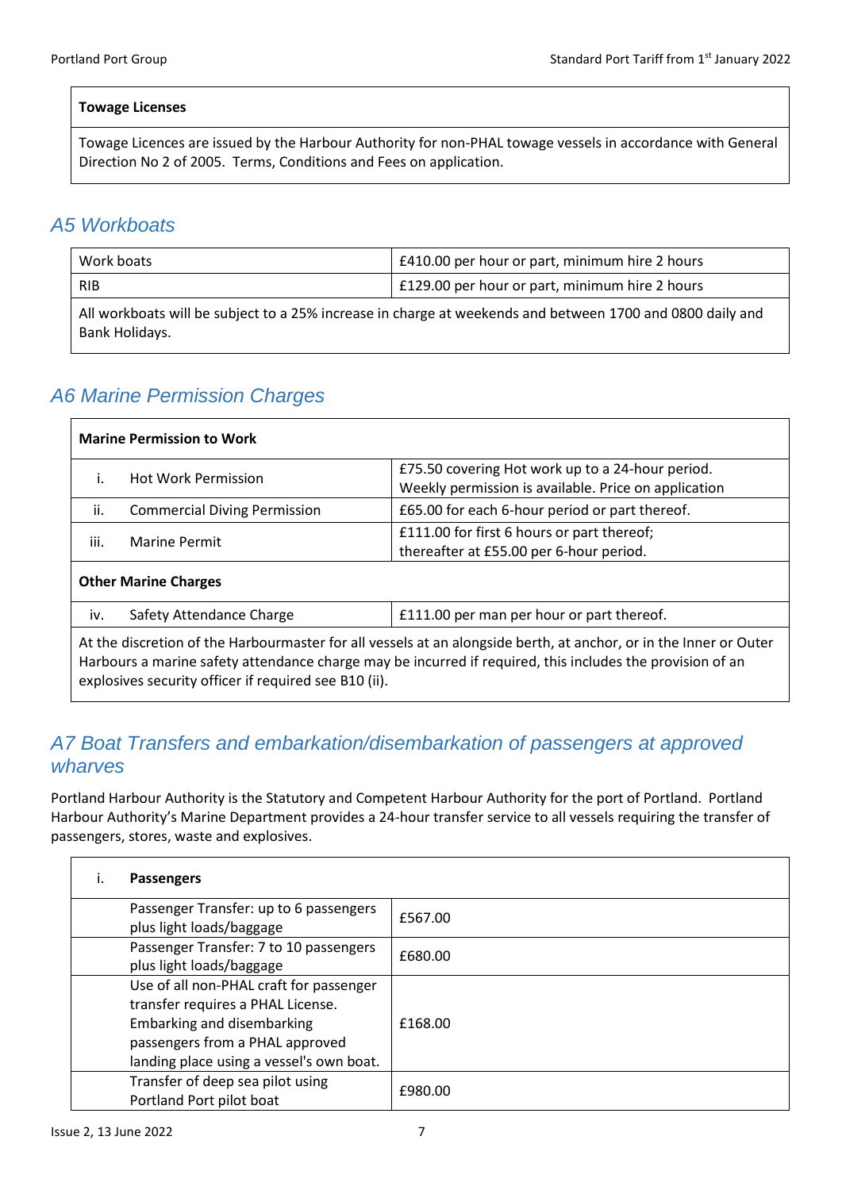| **Towage Licenses** |
| --- |
| Towage Licences are issued by the Harbour Authority for non-PHAL towage vessels in accordance with General Direction No 2 of 2005. Terms, Conditions and Fees on application. |

## A5 Workboats

| Work boats | £410.00 per hour or part, minimum hire 2 hours |
| --- | --- |
| RIB | £129.00 per hour or part, minimum hire 2 hours |
| All workboats will be subject to a 25% increase in charge at weekends and between 1700 and 0800 daily and Bank Holidays. | |

## A6 Marine Permission Charges

| **Marine Permission to Work** | | |
| --- | --- | --- |
| i. | Hot Work Permission | £75.50 covering Hot work up to a 24-hour period. Weekly permission is available. Price on application |
| ii. | Commercial Diving Permission | £65.00 for each 6-hour period or part thereof. |
| iii. | Marine Permit | £111.00 for first 6 hours or part thereof; thereafter at £55.00 per 6-hour period. |
| **Other Marine Charges** | | |
| iv. | Safety Attendance Charge | £111.00 per man per hour or part thereof. |
| At the discretion of the Harbourmaster for all vessels at an alongside berth, at anchor, or in the Inner or Outer Harbours a marine safety attendance charge may be incurred if required, this includes the provision of an explosives security officer if required see B10 (ii). | | |

## A7 Boat Transfers and embarkation/disembarkation of passengers at approved wharves

Portland Harbour Authority is the Statutory and Competent Harbour Authority for the port of Portland. Portland Harbour Authority's Marine Department provides a 24-hour transfer service to all vessels requiring the transfer of passengers, stores, waste and explosives.

| i. | **Passengers** | |
| --- | --- | --- |
| | Passenger Transfer: up to 6 passengers plus light loads/baggage | £567.00 |
| | Passenger Transfer: 7 to 10 passengers plus light loads/baggage | £680.00 |
| | Use of all non-PHAL craft for passenger transfer requires a PHAL License. Embarking and disembarking passengers from a PHAL approved landing place using a vessel's own boat. | £168.00 |
| | Transfer of deep sea pilot using Portland Port pilot boat | £980.00 |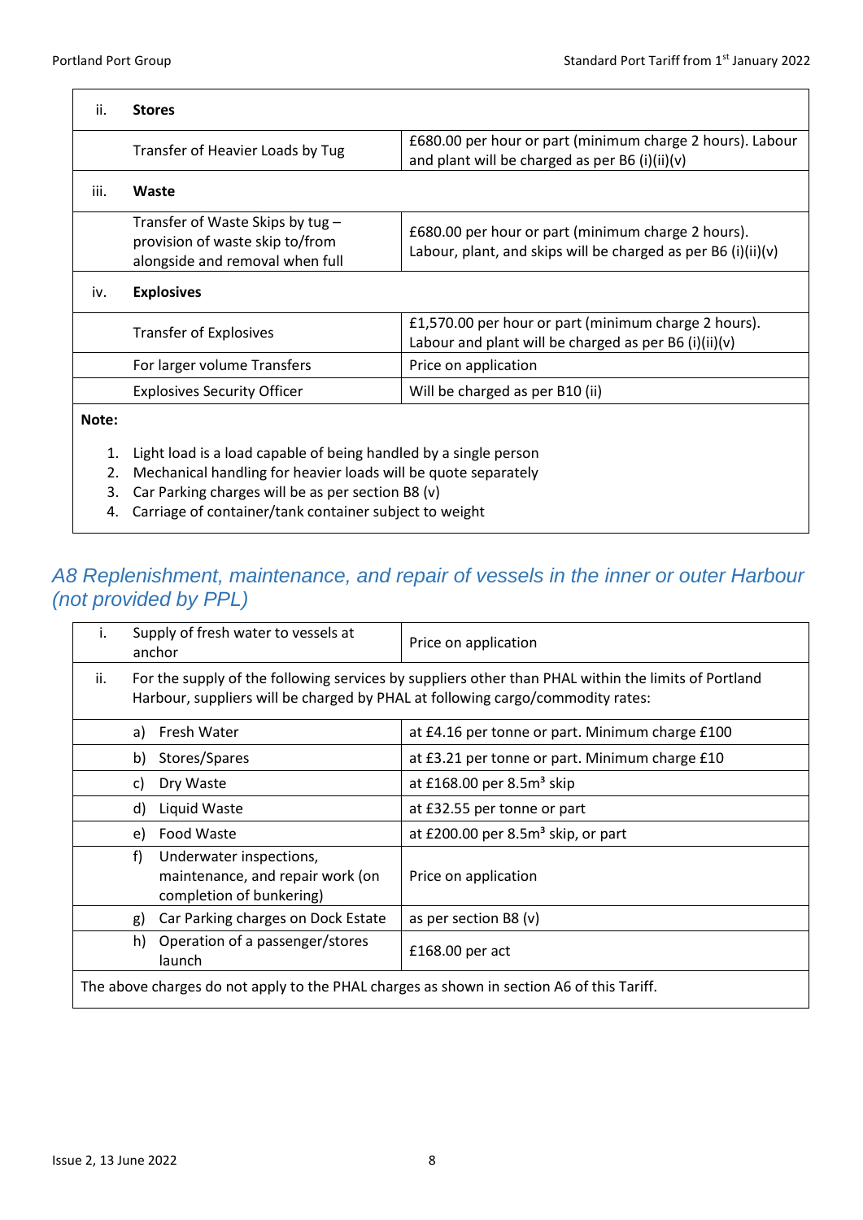| ii. | **Stores** | |
|---|---|---|
| | Transfer of Heavier Loads by Tug | £680.00 per hour or part (minimum charge 2 hours). Labour and plant will be charged as per B6 (i)(ii)(v) |
| iii. | **Waste** | |
| | Transfer of Waste Skips by tug – provision of waste skip to/from alongside and removal when full | £680.00 per hour or part (minimum charge 2 hours). Labour, plant, and skips will be charged as per B6 (i)(ii)(v) |
| iv. | **Explosives** | |
| | Transfer of Explosives | £1,570.00 per hour or part (minimum charge 2 hours). Labour and plant will be charged as per B6 (i)(ii)(v) |
| | For larger volume Transfers | Price on application |
| | Explosives Security Officer | Will be charged as per B10 (ii) |

**Note:**

1. Light load is a load capable of being handled by a single person
2. Mechanical handling for heavier loads will be quote separately
3. Car Parking charges will be as per section B8 (v)
4. Carriage of container/tank container subject to weight

## *A8 Replenishment, maintenance, and repair of vessels in the inner or outer Harbour (not provided by PPL)*

| i. | Supply of fresh water to vessels at anchor | Price on application |
|---|---|---|
| ii. | For the supply of the following services by suppliers other than PHAL within the limits of Portland Harbour, suppliers will be charged by PHAL at following cargo/commodity rates: | |
| | a) Fresh Water | at £4.16 per tonne or part. Minimum charge £100 |
| | b) Stores/Spares | at £3.21 per tonne or part. Minimum charge £10 |
| | c) Dry Waste | at £168.00 per 8.5m³ skip |
| | d) Liquid Waste | at £32.55 per tonne or part |
| | e) Food Waste | at £200.00 per 8.5m³ skip, or part |
| | f) Underwater inspections, maintenance, and repair work (on completion of bunkering) | Price on application |
| | g) Car Parking charges on Dock Estate | as per section B8 (v) |
| | h) Operation of a passenger/stores launch | £168.00 per act |

The above charges do not apply to the PHAL charges as shown in section A6 of this Tariff.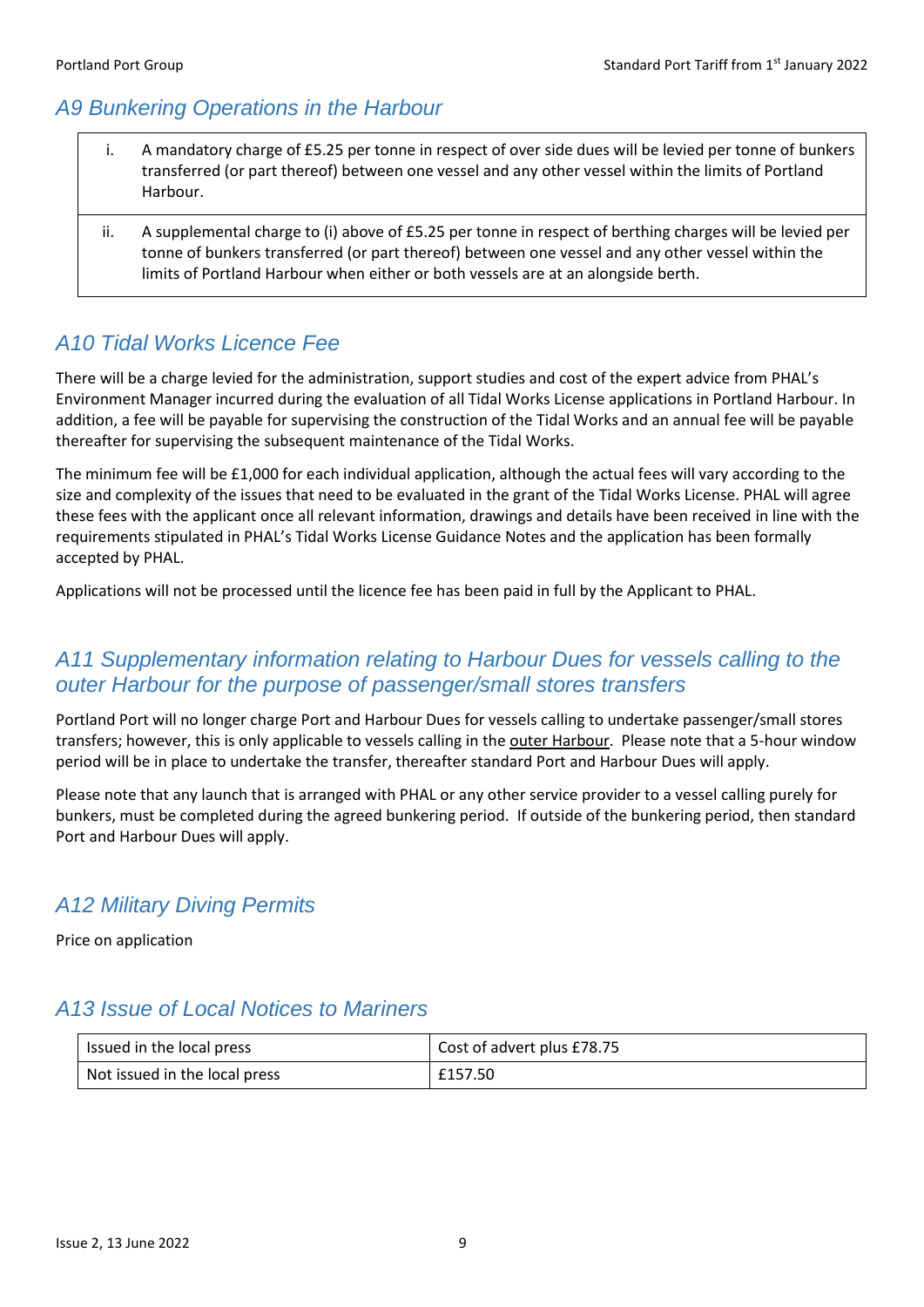## A9 Bunkering Operations in the Harbour

| | |
|---|---|
| i. | A mandatory charge of £5.25 per tonne in respect of over side dues will be levied per tonne of bunkers transferred (or part thereof) between one vessel and any other vessel within the limits of Portland Harbour. |
| ii. | A supplemental charge to (i) above of £5.25 per tonne in respect of berthing charges will be levied per tonne of bunkers transferred (or part thereof) between one vessel and any other vessel within the limits of Portland Harbour when either or both vessels are at an alongside berth. |

## A10 Tidal Works Licence Fee

There will be a charge levied for the administration, support studies and cost of the expert advice from PHAL's Environment Manager incurred during the evaluation of all Tidal Works License applications in Portland Harbour. In addition, a fee will be payable for supervising the construction of the Tidal Works and an annual fee will be payable thereafter for supervising the subsequent maintenance of the Tidal Works.

The minimum fee will be £1,000 for each individual application, although the actual fees will vary according to the size and complexity of the issues that need to be evaluated in the grant of the Tidal Works License. PHAL will agree these fees with the applicant once all relevant information, drawings and details have been received in line with the requirements stipulated in PHAL's Tidal Works License Guidance Notes and the application has been formally accepted by PHAL.

Applications will not be processed until the licence fee has been paid in full by the Applicant to PHAL.

## A11 Supplementary information relating to Harbour Dues for vessels calling to the outer Harbour for the purpose of passenger/small stores transfers

Portland Port will no longer charge Port and Harbour Dues for vessels calling to undertake passenger/small stores transfers; however, this is only applicable to vessels calling in the outer Harbour. Please note that a 5-hour window period will be in place to undertake the transfer, thereafter standard Port and Harbour Dues will apply.

Please note that any launch that is arranged with PHAL or any other service provider to a vessel calling purely for bunkers, must be completed during the agreed bunkering period. If outside of the bunkering period, then standard Port and Harbour Dues will apply.

## A12 Military Diving Permits

Price on application

## A13 Issue of Local Notices to Mariners

| | |
|---|---|
| Issued in the local press | Cost of advert plus £78.75 |
| Not issued in the local press | £157.50 |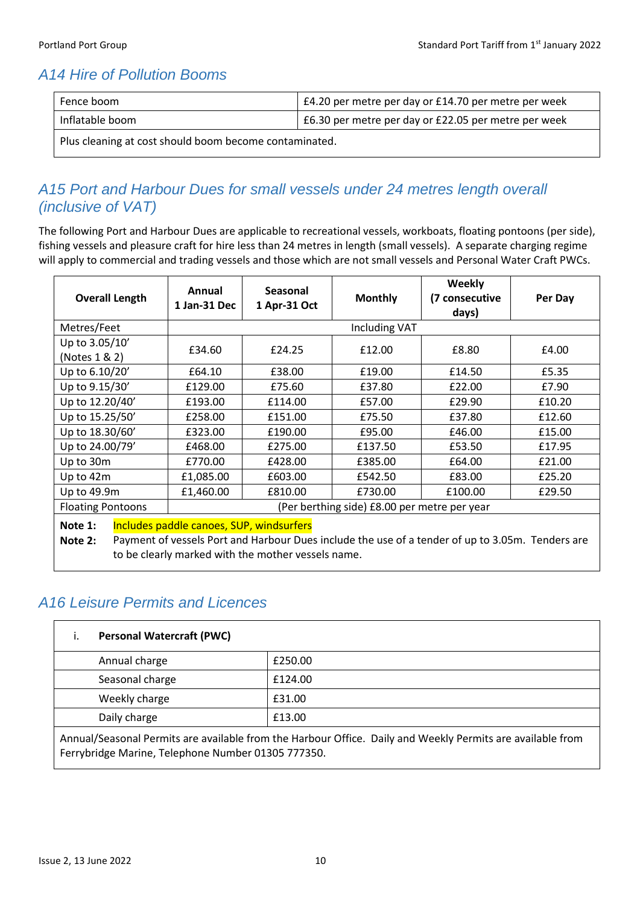## A14 Hire of Pollution Booms

| Fence boom | £4.20 per metre per day or £14.70 per metre per week |
|---|---|
| Inflatable boom | £6.30 per metre per day or £22.05 per metre per week |
| Plus cleaning at cost should boom become contaminated. | |

## A15 Port and Harbour Dues for small vessels under 24 metres length overall (inclusive of VAT)

The following Port and Harbour Dues are applicable to recreational vessels, workboats, floating pontoons (per side), fishing vessels and pleasure craft for hire less than 24 metres in length (small vessels). A separate charging regime will apply to commercial and trading vessels and those which are not small vessels and Personal Water Craft PWCs.

| Overall Length | Annual 1 Jan-31 Dec | Seasonal 1 Apr-31 Oct | Monthly | Weekly (7 consecutive days) | Per Day |
|---|---|---|---|---|---|
| Metres/Feet | Including VAT | | | | |
| Up to 3.05/10' (Notes 1 & 2) | £34.60 | £24.25 | £12.00 | £8.80 | £4.00 |
| Up to 6.10/20' | £64.10 | £38.00 | £19.00 | £14.50 | £5.35 |
| Up to 9.15/30' | £129.00 | £75.60 | £37.80 | £22.00 | £7.90 |
| Up to 12.20/40' | £193.00 | £114.00 | £57.00 | £29.90 | £10.20 |
| Up to 15.25/50' | £258.00 | £151.00 | £75.50 | £37.80 | £12.60 |
| Up to 18.30/60' | £323.00 | £190.00 | £95.00 | £46.00 | £15.00 |
| Up to 24.00/79' | £468.00 | £275.00 | £137.50 | £53.50 | £17.95 |
| Up to 30m | £770.00 | £428.00 | £385.00 | £64.00 | £21.00 |
| Up to 42m | £1,085.00 | £603.00 | £542.50 | £83.00 | £25.20 |
| Up to 49.9m | £1,460.00 | £810.00 | £730.00 | £100.00 | £29.50 |
| Floating Pontoons | (Per berthing side) £8.00 per metre per year | | | | |

**Note 1:** Includes paddle canoes, SUP, windsurfers

**Note 2:** Payment of vessels Port and Harbour Dues include the use of a tender of up to 3.05m. Tenders are to be clearly marked with the mother vessels name.

## A16 Leisure Permits and Licences

**i. Personal Watercraft (PWC)**

| Charge | Amount |
|---|---|
| Annual charge | £250.00 |
| Seasonal charge | £124.00 |
| Weekly charge | £31.00 |
| Daily charge | £13.00 |

Annual/Seasonal Permits are available from the Harbour Office. Daily and Weekly Permits are available from Ferrybridge Marine, Telephone Number 01305 777350.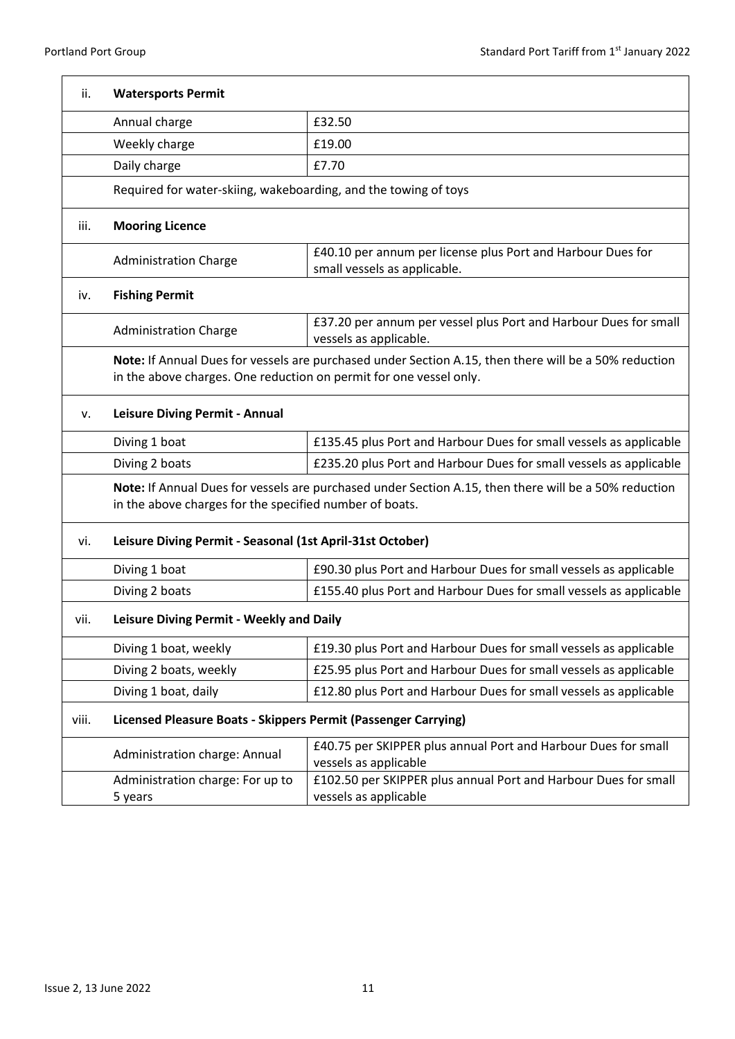### ii. Watersports Permit

| | |
|---|---|
| Annual charge | £32.50 |
| Weekly charge | £19.00 |
| Daily charge | £7.70 |

Required for water-skiing, wakeboarding, and the towing of toys

### iii. Mooring Licence

| | |
|---|---|
| Administration Charge | £40.10 per annum per license plus Port and Harbour Dues for small vessels as applicable. |

### iv. Fishing Permit

| | |
|---|---|
| Administration Charge | £37.20 per annum per vessel plus Port and Harbour Dues for small vessels as applicable. |

**Note:** If Annual Dues for vessels are purchased under Section A.15, then there will be a 50% reduction in the above charges. One reduction on permit for one vessel only.

### v. Leisure Diving Permit - Annual

| | |
|---|---|
| Diving 1 boat | £135.45 plus Port and Harbour Dues for small vessels as applicable |
| Diving 2 boats | £235.20 plus Port and Harbour Dues for small vessels as applicable |

**Note:** If Annual Dues for vessels are purchased under Section A.15, then there will be a 50% reduction in the above charges for the specified number of boats.

### vi. Leisure Diving Permit - Seasonal (1st April-31st October)

| | |
|---|---|
| Diving 1 boat | £90.30 plus Port and Harbour Dues for small vessels as applicable |
| Diving 2 boats | £155.40 plus Port and Harbour Dues for small vessels as applicable |

### vii. Leisure Diving Permit - Weekly and Daily

| | |
|---|---|
| Diving 1 boat, weekly | £19.30 plus Port and Harbour Dues for small vessels as applicable |
| Diving 2 boats, weekly | £25.95 plus Port and Harbour Dues for small vessels as applicable |
| Diving 1 boat, daily | £12.80 plus Port and Harbour Dues for small vessels as applicable |

### viii. Licensed Pleasure Boats - Skippers Permit (Passenger Carrying)

| | |
|---|---|
| Administration charge: Annual | £40.75 per SKIPPER plus annual Port and Harbour Dues for small vessels as applicable |
| Administration charge: For up to 5 years | £102.50 per SKIPPER plus annual Port and Harbour Dues for small vessels as applicable |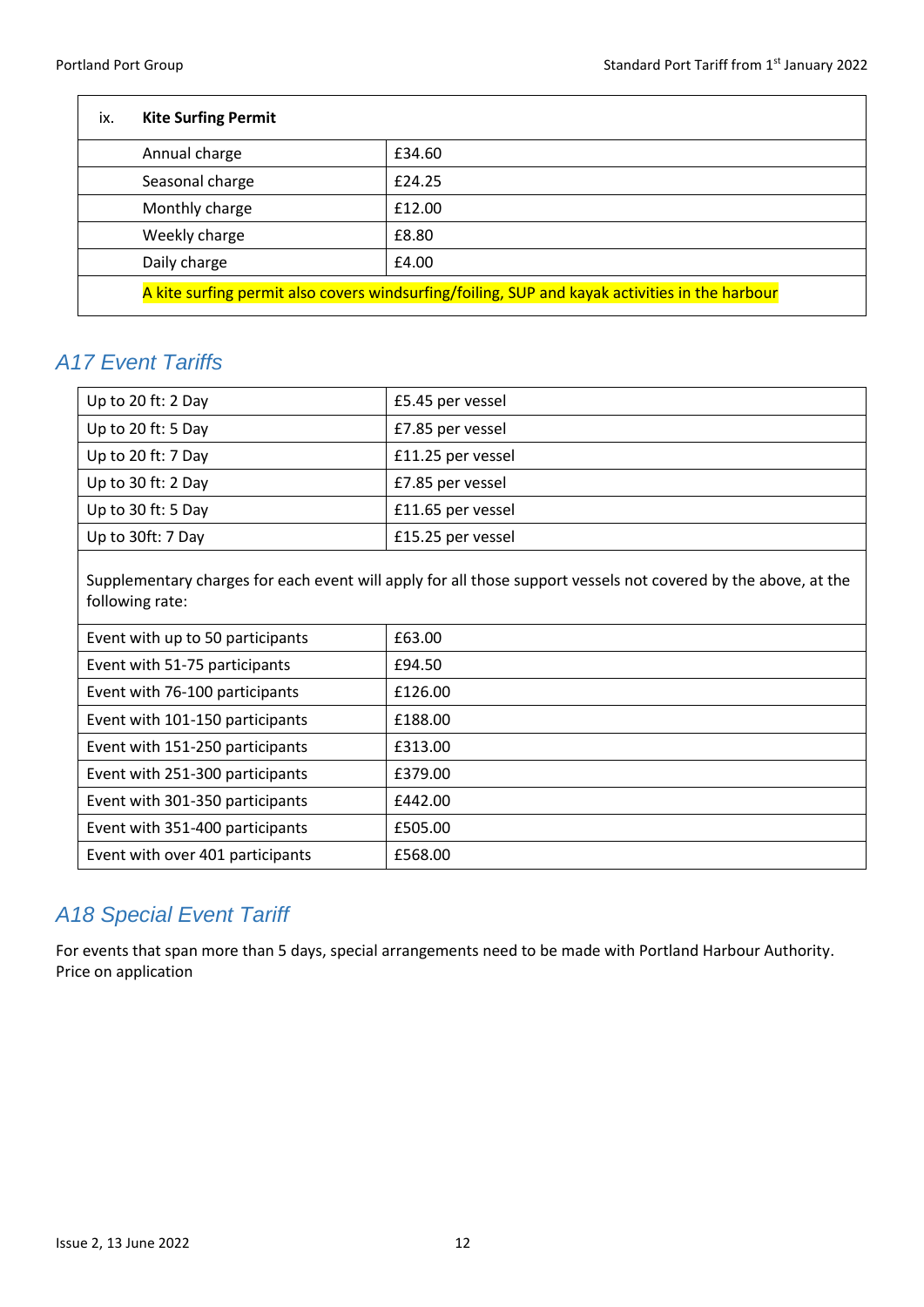| ix. Kite Surfing Permit | |
|---|---|
| Annual charge | £34.60 |
| Seasonal charge | £24.25 |
| Monthly charge | £12.00 |
| Weekly charge | £8.80 |
| Daily charge | £4.00 |
| A kite surfing permit also covers windsurfing/foiling, SUP and kayak activities in the harbour | |

## *A17 Event Tariffs*

| Up to 20 ft: 2 Day | £5.45 per vessel |
|---|---|
| Up to 20 ft: 5 Day | £7.85 per vessel |
| Up to 20 ft: 7 Day | £11.25 per vessel |
| Up to 30 ft: 2 Day | £7.85 per vessel |
| Up to 30 ft: 5 Day | £11.65 per vessel |
| Up to 30ft: 7 Day | £15.25 per vessel |
| Supplementary charges for each event will apply for all those support vessels not covered by the above, at the following rate: | |
| Event with up to 50 participants | £63.00 |
| Event with 51-75 participants | £94.50 |
| Event with 76-100 participants | £126.00 |
| Event with 101-150 participants | £188.00 |
| Event with 151-250 participants | £313.00 |
| Event with 251-300 participants | £379.00 |
| Event with 301-350 participants | £442.00 |
| Event with 351-400 participants | £505.00 |
| Event with over 401 participants | £568.00 |

## *A18 Special Event Tariff*

For events that span more than 5 days, special arrangements need to be made with Portland Harbour Authority. Price on application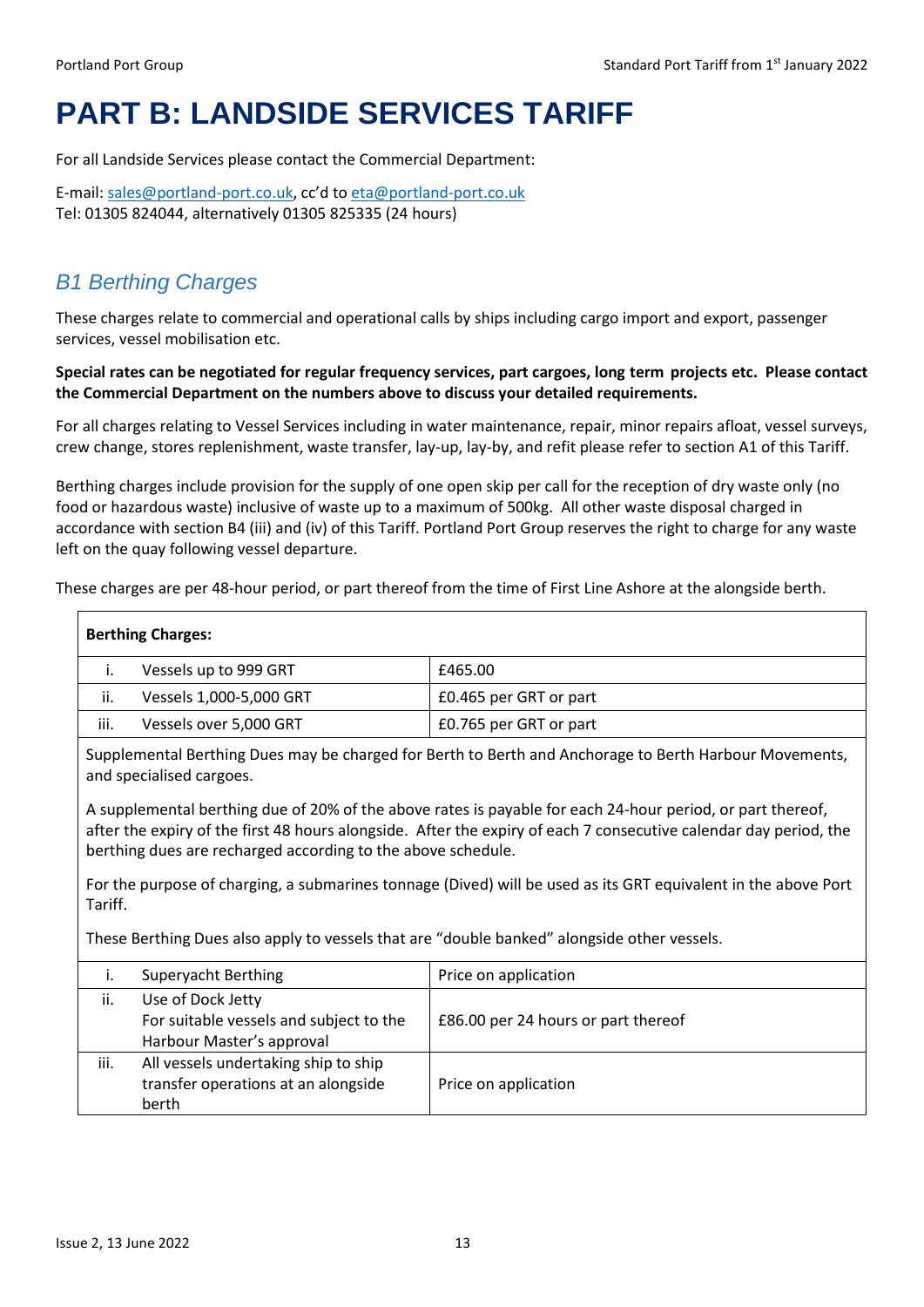# PART B: LANDSIDE SERVICES TARIFF

For all Landside Services please contact the Commercial Department:

E-mail: sales@portland-port.co.uk, cc'd to eta@portland-port.co.uk
Tel: 01305 824044, alternatively 01305 825335 (24 hours)

## *B1 Berthing Charges*

These charges relate to commercial and operational calls by ships including cargo import and export, passenger services, vessel mobilisation etc.

**Special rates can be negotiated for regular frequency services, part cargoes, long term projects etc. Please contact the Commercial Department on the numbers above to discuss your detailed requirements.**

For all charges relating to Vessel Services including in water maintenance, repair, minor repairs afloat, vessel surveys, crew change, stores replenishment, waste transfer, lay-up, lay-by, and refit please refer to section A1 of this Tariff.

Berthing charges include provision for the supply of one open skip per call for the reception of dry waste only (no food or hazardous waste) inclusive of waste up to a maximum of 500kg. All other waste disposal charged in accordance with section B4 (iii) and (iv) of this Tariff. Portland Port Group reserves the right to charge for any waste left on the quay following vessel departure.

These charges are per 48-hour period, or part thereof from the time of First Line Ashore at the alongside berth.

| **Berthing Charges:** | | |
|---|---|---|
| i. | Vessels up to 999 GRT | £465.00 |
| ii. | Vessels 1,000-5,000 GRT | £0.465 per GRT or part |
| iii. | Vessels over 5,000 GRT | £0.765 per GRT or part |

Supplemental Berthing Dues may be charged for Berth to Berth and Anchorage to Berth Harbour Movements, and specialised cargoes.

A supplemental berthing due of 20% of the above rates is payable for each 24-hour period, or part thereof, after the expiry of the first 48 hours alongside. After the expiry of each 7 consecutive calendar day period, the berthing dues are recharged according to the above schedule.

For the purpose of charging, a submarines tonnage (Dived) will be used as its GRT equivalent in the above Port Tariff.

These Berthing Dues also apply to vessels that are "double banked" alongside other vessels.

| | | |
|---|---|---|
| i. | Superyacht Berthing | Price on application |
| ii. | Use of Dock Jetty<br>For suitable vessels and subject to the Harbour Master's approval | £86.00 per 24 hours or part thereof |
| iii. | All vessels undertaking ship to ship transfer operations at an alongside berth | Price on application |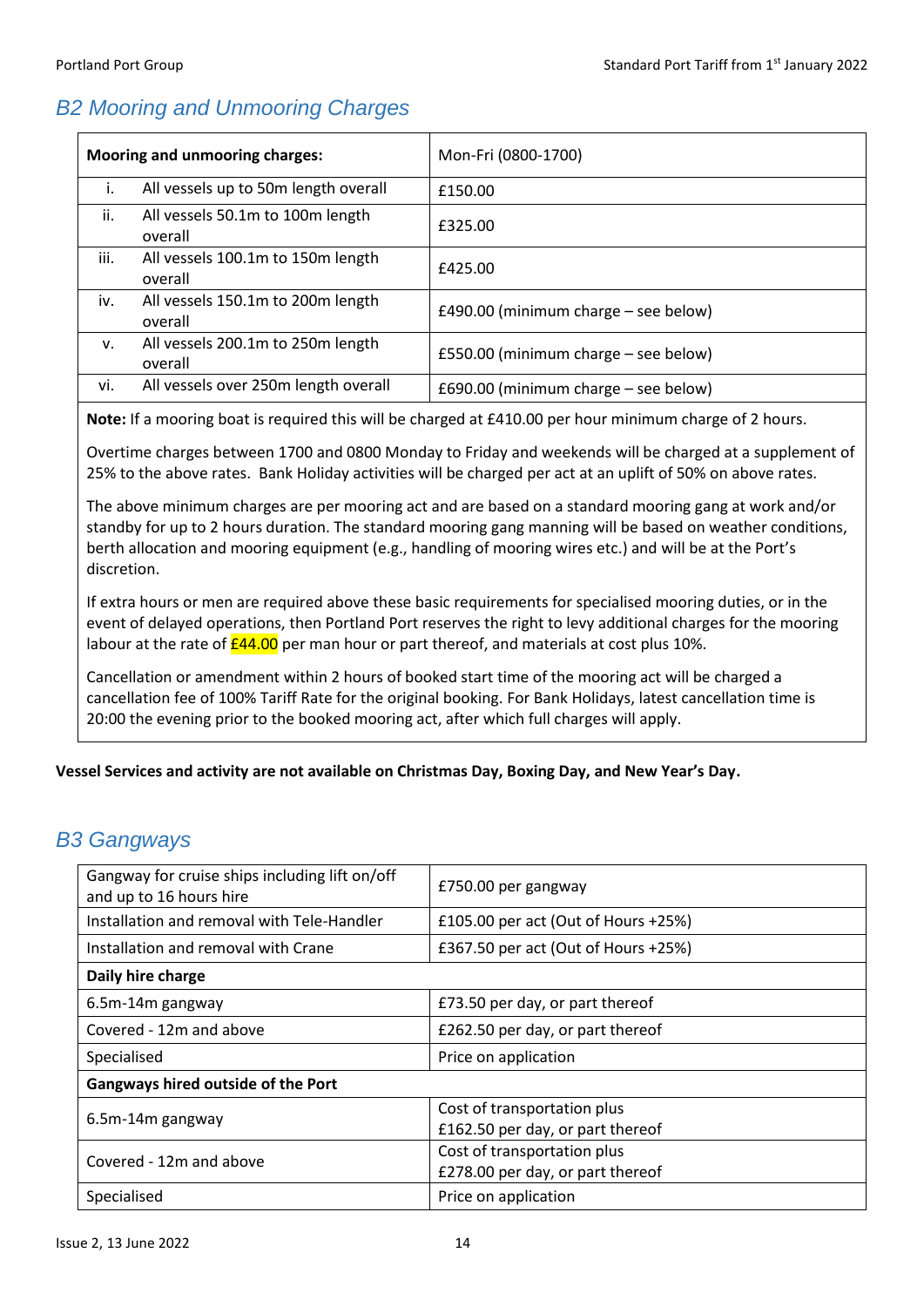## B2 Mooring and Unmooring Charges

| Mooring and unmooring charges: | | Mon-Fri (0800-1700) |
|---|---|---|
| i. | All vessels up to 50m length overall | £150.00 |
| ii. | All vessels 50.1m to 100m length overall | £325.00 |
| iii. | All vessels 100.1m to 150m length overall | £425.00 |
| iv. | All vessels 150.1m to 200m length overall | £490.00 (minimum charge – see below) |
| v. | All vessels 200.1m to 250m length overall | £550.00 (minimum charge – see below) |
| vi. | All vessels over 250m length overall | £690.00 (minimum charge – see below) |

**Note:** If a mooring boat is required this will be charged at £410.00 per hour minimum charge of 2 hours.

Overtime charges between 1700 and 0800 Monday to Friday and weekends will be charged at a supplement of 25% to the above rates. Bank Holiday activities will be charged per act at an uplift of 50% on above rates.

The above minimum charges are per mooring act and are based on a standard mooring gang at work and/or standby for up to 2 hours duration. The standard mooring gang manning will be based on weather conditions, berth allocation and mooring equipment (e.g., handling of mooring wires etc.) and will be at the Port's discretion.

If extra hours or men are required above these basic requirements for specialised mooring duties, or in the event of delayed operations, then Portland Port reserves the right to levy additional charges for the mooring labour at the rate of £44.00 per man hour or part thereof, and materials at cost plus 10%.

Cancellation or amendment within 2 hours of booked start time of the mooring act will be charged a cancellation fee of 100% Tariff Rate for the original booking. For Bank Holidays, latest cancellation time is 20:00 the evening prior to the booked mooring act, after which full charges will apply.

**Vessel Services and activity are not available on Christmas Day, Boxing Day, and New Year's Day.**

## B3 Gangways

| Gangway for cruise ships including lift on/off and up to 16 hours hire | £750.00 per gangway |
|---|---|
| Installation and removal with Tele-Handler | £105.00 per act (Out of Hours +25%) |
| Installation and removal with Crane | £367.50 per act (Out of Hours +25%) |
| **Daily hire charge** | |
| 6.5m-14m gangway | £73.50 per day, or part thereof |
| Covered - 12m and above | £262.50 per day, or part thereof |
| Specialised | Price on application |
| **Gangways hired outside of the Port** | |
| 6.5m-14m gangway | Cost of transportation plus £162.50 per day, or part thereof |
| Covered - 12m and above | Cost of transportation plus £278.00 per day, or part thereof |
| Specialised | Price on application |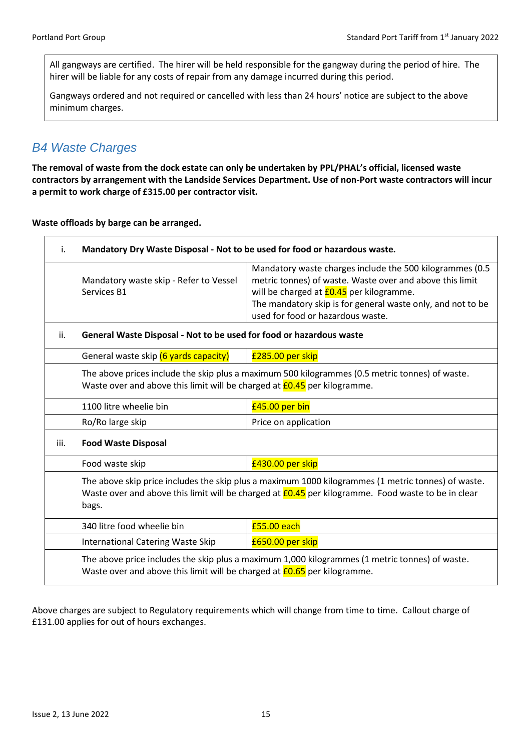All gangways are certified. The hirer will be held responsible for the gangway during the period of hire. The hirer will be liable for any costs of repair from any damage incurred during this period.

Gangways ordered and not required or cancelled with less than 24 hours' notice are subject to the above minimum charges.

## *B4 Waste Charges*

**The removal of waste from the dock estate can only be undertaken by PPL/PHAL's official, licensed waste contractors by arrangement with the Landside Services Department. Use of non-Port waste contractors will incur a permit to work charge of £315.00 per contractor visit.**

**Waste offloads by barge can be arranged.**

| | | |
|---|---|---|
| i. | **Mandatory Dry Waste Disposal - Not to be used for food or hazardous waste.** | |
| | Mandatory waste skip - Refer to Vessel Services B1 | Mandatory waste charges include the 500 kilogrammes (0.5 metric tonnes) of waste. Waste over and above this limit will be charged at £0.45 per kilogramme. The mandatory skip is for general waste only, and not to be used for food or hazardous waste. |
| ii. | **General Waste Disposal - Not to be used for food or hazardous waste** | |
| | General waste skip (6 yards capacity) | £285.00 per skip |
| | The above prices include the skip plus a maximum 500 kilogrammes (0.5 metric tonnes) of waste. Waste over and above this limit will be charged at £0.45 per kilogramme. | |
| | 1100 litre wheelie bin | £45.00 per bin |
| | Ro/Ro large skip | Price on application |
| iii. | **Food Waste Disposal** | |
| | Food waste skip | £430.00 per skip |
| | The above skip price includes the skip plus a maximum 1000 kilogrammes (1 metric tonnes) of waste. Waste over and above this limit will be charged at £0.45 per kilogramme. Food waste to be in clear bags. | |
| | 340 litre food wheelie bin | £55.00 each |
| | International Catering Waste Skip | £650.00 per skip |
| | The above price includes the skip plus a maximum 1,000 kilogrammes (1 metric tonnes) of waste. Waste over and above this limit will be charged at £0.65 per kilogramme. | |

Above charges are subject to Regulatory requirements which will change from time to time. Callout charge of £131.00 applies for out of hours exchanges.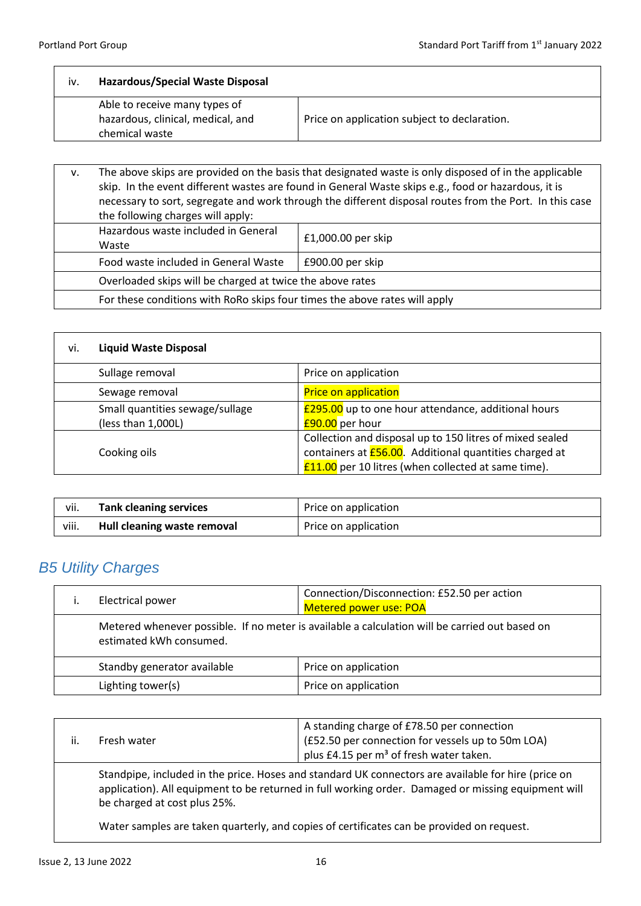| iv. | **Hazardous/Special Waste Disposal** | |
|---|---|---|
| | Able to receive many types of hazardous, clinical, medical, and chemical waste | Price on application subject to declaration. |

| v. | The above skips are provided on the basis that designated waste is only disposed of in the applicable skip. In the event different wastes are found in General Waste skips e.g., food or hazardous, it is necessary to sort, segregate and work through the different disposal routes from the Port. In this case the following charges will apply: | |
|---|---|---|
| | Hazardous waste included in General Waste | £1,000.00 per skip |
| | Food waste included in General Waste | £900.00 per skip |
| | Overloaded skips will be charged at twice the above rates | |
| | For these conditions with RoRo skips four times the above rates will apply | |

| vi. | **Liquid Waste Disposal** | |
|---|---|---|
| | Sullage removal | Price on application |
| | Sewage removal | Price on application |
| | Small quantities sewage/sullage (less than 1,000L) | £295.00 up to one hour attendance, additional hours £90.00 per hour |
| | Cooking oils | Collection and disposal up to 150 litres of mixed sealed containers at £56.00. Additional quantities charged at £11.00 per 10 litres (when collected at same time). |

| vii. | **Tank cleaning services** | Price on application |
|---|---|---|
| viii. | **Hull cleaning waste removal** | Price on application |

## *B5 Utility Charges*

| i. | Electrical power | Connection/Disconnection: £52.50 per action<br>Metered power use: POA |
|---|---|---|
| | Metered whenever possible. If no meter is available a calculation will be carried out based on estimated kWh consumed. | |
| | Standby generator available | Price on application |
| | Lighting tower(s) | Price on application |

| ii. | Fresh water | A standing charge of £78.50 per connection (£52.50 per connection for vessels up to 50m LOA) plus £4.15 per m³ of fresh water taken. |
|---|---|---|
| | Standpipe, included in the price. Hoses and standard UK connectors are available for hire (price on application). All equipment to be returned in full working order. Damaged or missing equipment will be charged at cost plus 25%.<br><br>Water samples are taken quarterly, and copies of certificates can be provided on request. | |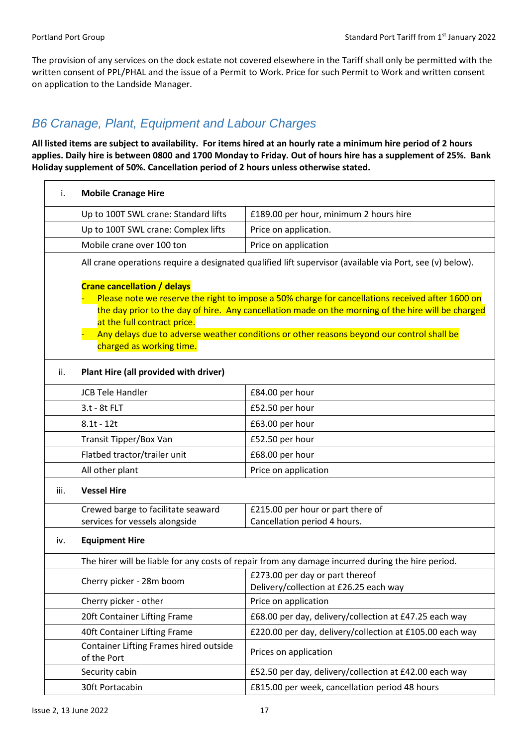The provision of any services on the dock estate not covered elsewhere in the Tariff shall only be permitted with the written consent of PPL/PHAL and the issue of a Permit to Work. Price for such Permit to Work and written consent on application to the Landside Manager.

## B6 Cranage, Plant, Equipment and Labour Charges

**All listed items are subject to availability. For items hired at an hourly rate a minimum hire period of 2 hours applies. Daily hire is between 0800 and 1700 Monday to Friday. Out of hours hire has a supplement of 25%. Bank Holiday supplement of 50%. Cancellation period of 2 hours unless otherwise stated.**

| | | |
|---|---|---|
| i. | **Mobile Cranage Hire** | |
| | Up to 100T SWL crane: Standard lifts | £189.00 per hour, minimum 2 hours hire |
| | Up to 100T SWL crane: Complex lifts | Price on application. |
| | Mobile crane over 100 ton | Price on application |
| | All crane operations require a designated qualified lift supervisor (available via Port, see (v) below).<br><br>**Crane cancellation / delays**<br>- Please note we reserve the right to impose a 50% charge for cancellations received after 1600 on the day prior to the day of hire. Any cancellation made on the morning of the hire will be charged at the full contract price.<br>- Any delays due to adverse weather conditions or other reasons beyond our control shall be charged as working time. | |
| ii. | **Plant Hire (all provided with driver)** | |
| | JCB Tele Handler | £84.00 per hour |
| | 3.t - 8t FLT | £52.50 per hour |
| | 8.1t - 12t | £63.00 per hour |
| | Transit Tipper/Box Van | £52.50 per hour |
| | Flatbed tractor/trailer unit | £68.00 per hour |
| | All other plant | Price on application |
| iii. | **Vessel Hire** | |
| | Crewed barge to facilitate seaward services for vessels alongside | £215.00 per hour or part there of<br>Cancellation period 4 hours. |
| iv. | **Equipment Hire** | |
| | The hirer will be liable for any costs of repair from any damage incurred during the hire period. | |
| | Cherry picker - 28m boom | £273.00 per day or part thereof<br>Delivery/collection at £26.25 each way |
| | Cherry picker - other | Price on application |
| | 20ft Container Lifting Frame | £68.00 per day, delivery/collection at £47.25 each way |
| | 40ft Container Lifting Frame | £220.00 per day, delivery/collection at £105.00 each way |
| | Container Lifting Frames hired outside of the Port | Prices on application |
| | Security cabin | £52.50 per day, delivery/collection at £42.00 each way |
| | 30ft Portacabin | £815.00 per week, cancellation period 48 hours |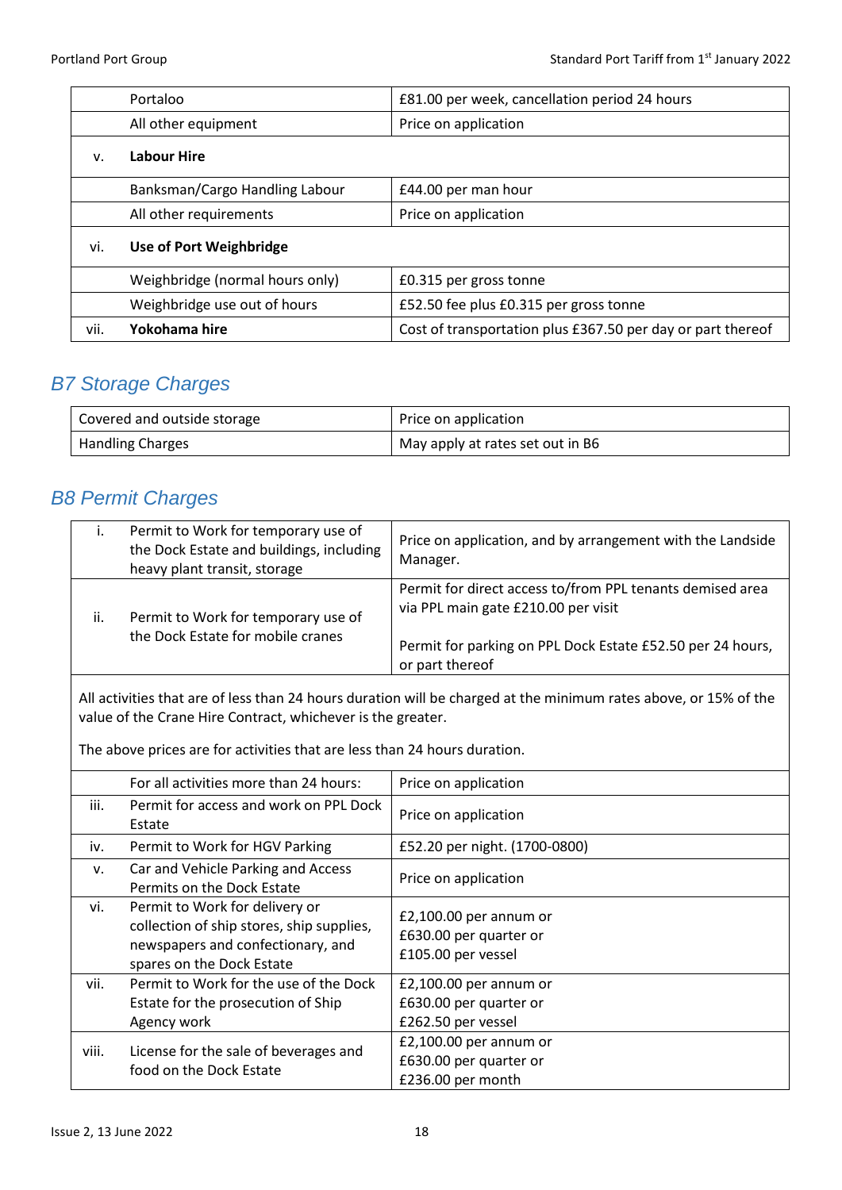|  |  |  |
|---|---|---|
|  | Portaloo | £81.00 per week, cancellation period 24 hours |
|  | All other equipment | Price on application |
| v. | **Labour Hire** |  |
|  | Banksman/Cargo Handling Labour | £44.00 per man hour |
|  | All other requirements | Price on application |
| vi. | **Use of Port Weighbridge** |  |
|  | Weighbridge (normal hours only) | £0.315 per gross tonne |
|  | Weighbridge use out of hours | £52.50 fee plus £0.315 per gross tonne |
| vii. | **Yokohama hire** | Cost of transportation plus £367.50 per day or part thereof |

## *B7 Storage Charges*

|  |  |
|---|---|
| Covered and outside storage | Price on application |
| Handling Charges | May apply at rates set out in B6 |

## *B8 Permit Charges*

|  |  |  |
|---|---|---|
| i. | Permit to Work for temporary use of the Dock Estate and buildings, including heavy plant transit, storage | Price on application, and by arrangement with the Landside Manager. |
| ii. | Permit to Work for temporary use of the Dock Estate for mobile cranes | Permit for direct access to/from PPL tenants demised area via PPL main gate £210.00 per visit<br><br>Permit for parking on PPL Dock Estate £52.50 per 24 hours, or part thereof |
| All activities that are of less than 24 hours duration will be charged at the minimum rates above, or 15% of the value of the Crane Hire Contract, whichever is the greater.<br><br>The above prices are for activities that are less than 24 hours duration. |  |  |
|  | For all activities more than 24 hours: | Price on application |
| iii. | Permit for access and work on PPL Dock Estate | Price on application |
| iv. | Permit to Work for HGV Parking | £52.20 per night. (1700-0800) |
| v. | Car and Vehicle Parking and Access Permits on the Dock Estate | Price on application |
| vi. | Permit to Work for delivery or collection of ship stores, ship supplies, newspapers and confectionary, and spares on the Dock Estate | £2,100.00 per annum or<br>£630.00 per quarter or<br>£105.00 per vessel |
| vii. | Permit to Work for the use of the Dock Estate for the prosecution of Ship Agency work | £2,100.00 per annum or<br>£630.00 per quarter or<br>£262.50 per vessel |
| viii. | License for the sale of beverages and food on the Dock Estate | £2,100.00 per annum or<br>£630.00 per quarter or<br>£236.00 per month |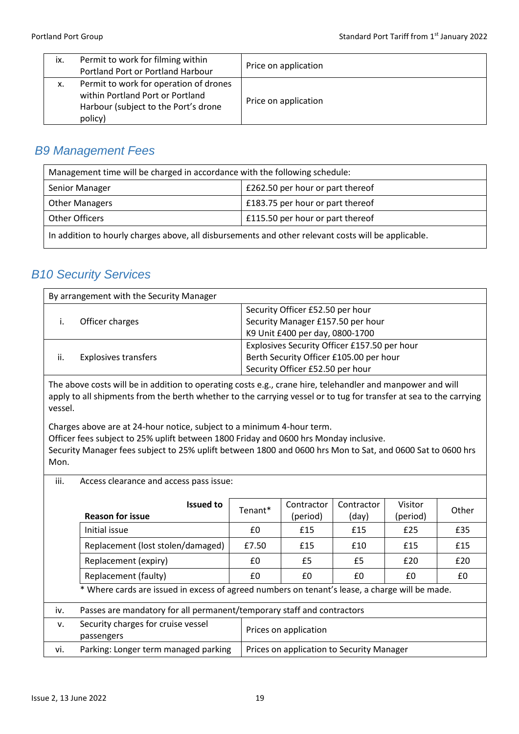| | | |
|---|---|---|
| ix. | Permit to work for filming within Portland Port or Portland Harbour | Price on application |
| x. | Permit to work for operation of drones within Portland Port or Portland Harbour (subject to the Port's drone policy) | Price on application |

## *B9 Management Fees*

| Management time will be charged in accordance with the following schedule: | |
|---|---|
| Senior Manager | £262.50 per hour or part thereof |
| Other Managers | £183.75 per hour or part thereof |
| Other Officers | £115.50 per hour or part thereof |
| In addition to hourly charges above, all disbursements and other relevant costs will be applicable. | |

## *B10 Security Services*

| By arrangement with the Security Manager | | |
|---|---|---|
| i. | Officer charges | Security Officer £52.50 per hour<br>Security Manager £157.50 per hour<br>K9 Unit £400 per day, 0800-1700 |
| ii. | Explosives transfers | Explosives Security Officer £157.50 per hour<br>Berth Security Officer £105.00 per hour<br>Security Officer £52.50 per hour |

The above costs will be in addition to operating costs e.g., crane hire, telehandler and manpower and will apply to all shipments from the berth whether to the carrying vessel or to tug for transfer at sea to the carrying vessel.

Charges above are at 24-hour notice, subject to a minimum 4-hour term.
Officer fees subject to 25% uplift between 1800 Friday and 0600 hrs Monday inclusive.
Security Manager fees subject to 25% uplift between 1800 and 0600 hrs Mon to Sat, and 0600 Sat to 0600 hrs Mon.

iii. Access clearance and access pass issue:

| Reason for issue / Issued to | Tenant* | Contractor (period) | Contractor (day) | Visitor (period) | Other |
|---|---|---|---|---|---|
| Initial issue | £0 | £15 | £15 | £25 | £35 |
| Replacement (lost stolen/damaged) | £7.50 | £15 | £10 | £15 | £15 |
| Replacement (expiry) | £0 | £5 | £5 | £20 | £20 |
| Replacement (faulty) | £0 | £0 | £0 | £0 | £0 |

\* Where cards are issued in excess of agreed numbers on tenant's lease, a charge will be made.

| | | |
|---|---|---|
| iv. | Passes are mandatory for all permanent/temporary staff and contractors | |
| v. | Security charges for cruise vessel passengers | Prices on application |
| vi. | Parking: Longer term managed parking | Prices on application to Security Manager |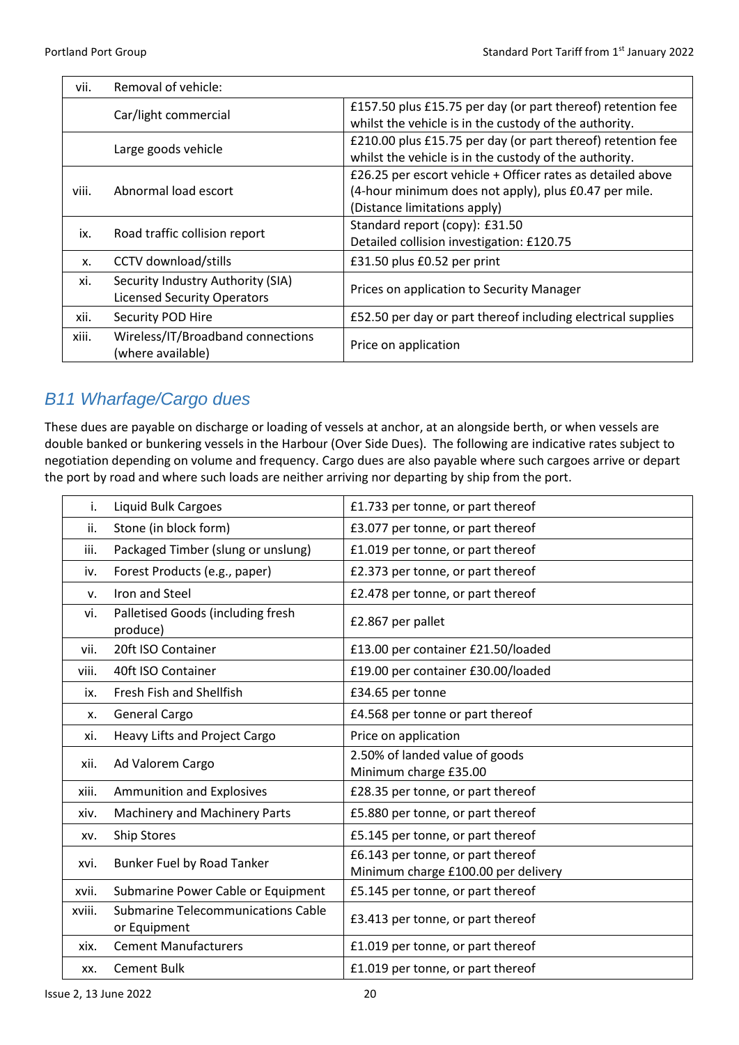| vii. | Removal of vehicle: | |
|---|---|---|
| | Car/light commercial | £157.50 plus £15.75 per day (or part thereof) retention fee whilst the vehicle is in the custody of the authority. |
| | Large goods vehicle | £210.00 plus £15.75 per day (or part thereof) retention fee whilst the vehicle is in the custody of the authority. |
| viii. | Abnormal load escort | £26.25 per escort vehicle + Officer rates as detailed above (4-hour minimum does not apply), plus £0.47 per mile. (Distance limitations apply) |
| ix. | Road traffic collision report | Standard report (copy): £31.50<br>Detailed collision investigation: £120.75 |
| x. | CCTV download/stills | £31.50 plus £0.52 per print |
| xi. | Security Industry Authority (SIA) Licensed Security Operators | Prices on application to Security Manager |
| xii. | Security POD Hire | £52.50 per day or part thereof including electrical supplies |
| xiii. | Wireless/IT/Broadband connections (where available) | Price on application |

## *B11 Wharfage/Cargo dues*

These dues are payable on discharge or loading of vessels at anchor, at an alongside berth, or when vessels are double banked or bunkering vessels in the Harbour (Over Side Dues). The following are indicative rates subject to negotiation depending on volume and frequency. Cargo dues are also payable where such cargoes arrive or depart the port by road and where such loads are neither arriving nor departing by ship from the port.

| i. | Liquid Bulk Cargoes | £1.733 per tonne, or part thereof |
|---|---|---|
| ii. | Stone (in block form) | £3.077 per tonne, or part thereof |
| iii. | Packaged Timber (slung or unslung) | £1.019 per tonne, or part thereof |
| iv. | Forest Products (e.g., paper) | £2.373 per tonne, or part thereof |
| v. | Iron and Steel | £2.478 per tonne, or part thereof |
| vi. | Palletised Goods (including fresh produce) | £2.867 per pallet |
| vii. | 20ft ISO Container | £13.00 per container £21.50/loaded |
| viii. | 40ft ISO Container | £19.00 per container £30.00/loaded |
| ix. | Fresh Fish and Shellfish | £34.65 per tonne |
| x. | General Cargo | £4.568 per tonne or part thereof |
| xi. | Heavy Lifts and Project Cargo | Price on application |
| xii. | Ad Valorem Cargo | 2.50% of landed value of goods<br>Minimum charge £35.00 |
| xiii. | Ammunition and Explosives | £28.35 per tonne, or part thereof |
| xiv. | Machinery and Machinery Parts | £5.880 per tonne, or part thereof |
| xv. | Ship Stores | £5.145 per tonne, or part thereof |
| xvi. | Bunker Fuel by Road Tanker | £6.143 per tonne, or part thereof<br>Minimum charge £100.00 per delivery |
| xvii. | Submarine Power Cable or Equipment | £5.145 per tonne, or part thereof |
| xviii. | Submarine Telecommunications Cable or Equipment | £3.413 per tonne, or part thereof |
| xix. | Cement Manufacturers | £1.019 per tonne, or part thereof |
| xx. | Cement Bulk | £1.019 per tonne, or part thereof |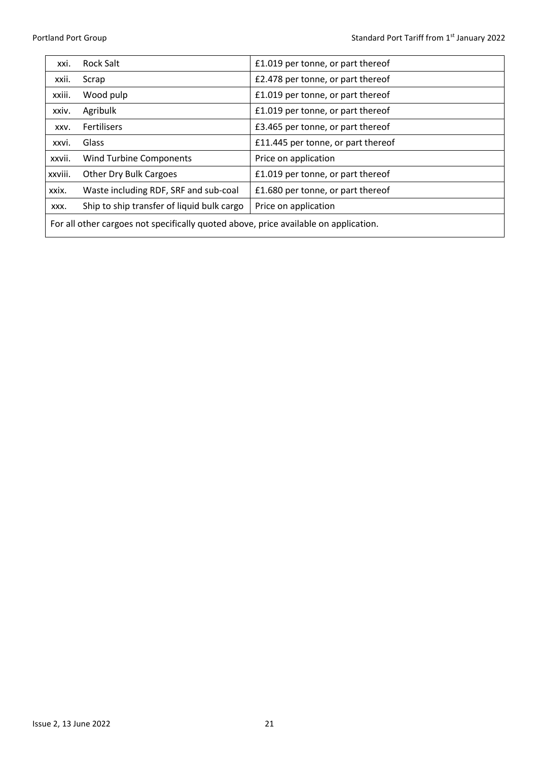| | | |
|---|---|---|
| xxi. | Rock Salt | £1.019 per tonne, or part thereof |
| xxii. | Scrap | £2.478 per tonne, or part thereof |
| xxiii. | Wood pulp | £1.019 per tonne, or part thereof |
| xxiv. | Agribulk | £1.019 per tonne, or part thereof |
| xxv. | Fertilisers | £3.465 per tonne, or part thereof |
| xxvi. | Glass | £11.445 per tonne, or part thereof |
| xxvii. | Wind Turbine Components | Price on application |
| xxviii. | Other Dry Bulk Cargoes | £1.019 per tonne, or part thereof |
| xxix. | Waste including RDF, SRF and sub-coal | £1.680 per tonne, or part thereof |
| xxx. | Ship to ship transfer of liquid bulk cargo | Price on application |
| For all other cargoes not specifically quoted above, price available on application. | | |